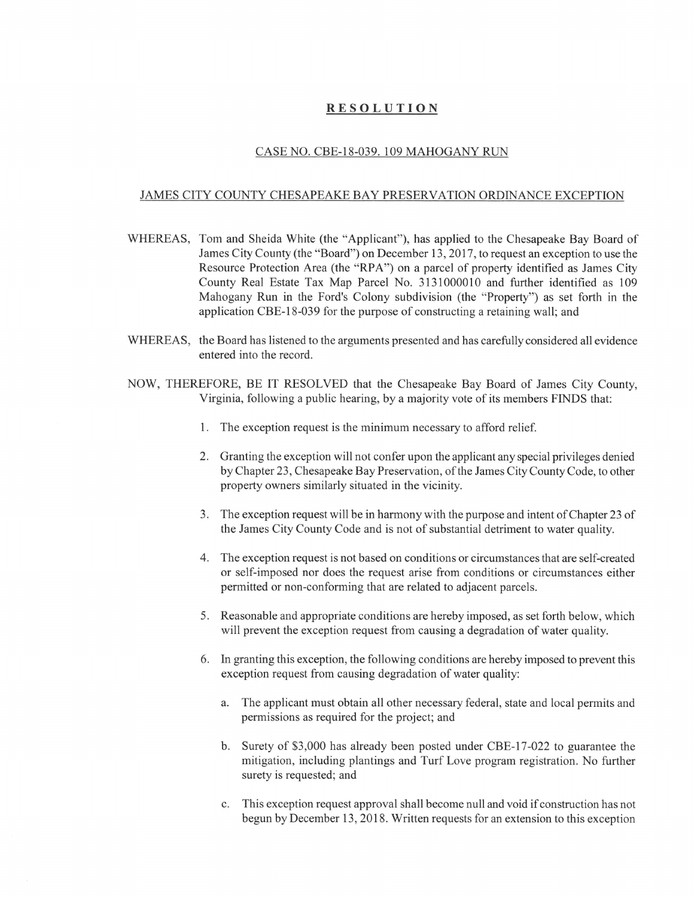# RESOLUTION

## CASE NO. CBE-18-039. 109 MAHOGANY RUN

## JAMES CITY COUNTY CHESAPEAKE BAY PRESERVATION ORDINANCE EXCEPTION

WHEREAS, Tom and Sheida White (the "Applicant"), has applied to the Chesapeake Bay Board of James City County (the "Board") on December 13, 2017, to request an exception to use the Resource Protection Area (the "RPA") on a parcel of property identified as James City County Real Estate Tax Map Parcel No. 3131000010 and further identified as 109 Mahogany Run in the Ford's Colony subdivision (the "Property") as set forth in the application CBE-18-039 for the purpose of constructing a retaining wall; and

WHEREAS, the Board has listened to the arguments presented and has carefully considered all evidence entered into the record.

NOW, THEREFORE, BE IT RESOLVED that the Chesapeake Bay Board of James City County, Virginia, following a public hearing, by a majority vote of its members FINDS that:

1. The exception request is the minimum necessary to afford relief.

2. Granting the exception will not confer upon the applicant any special privileges denied by Chapter 23, Chesapeake Bay Preservation, of the James City County Code, to other property owners similarly situated in the vicinity.

3. The exception request will be in harmony with the purpose and intent of Chapter 23 of the James City County Code and is not of substantial detriment to water quality.

4. The exception request is not based on conditions or circumstances that are self-created or self-imposed nor does the request arise from conditions or circumstances either permitted or non-conforming that are related to adjacent parcels.

5. Reasonable and appropriate conditions are hereby imposed, as set forth below, which will prevent the exception request from causing a degradation of water quality.

6. In granting this exception, the following conditions are hereby imposed to prevent this exception request from causing degradation of water quality:

   a. The applicant must obtain all other necessary federal, state and local permits and permissions as required for the project; and

   b. Surety of $3,000 has already been posted under CBE-17-022 to guarantee the mitigation, including plantings and Turf Love program registration. No further surety is requested; and

   c. This exception request approval shall become null and void if construction has not begun by December 13, 2018. Written requests for an extension to this exception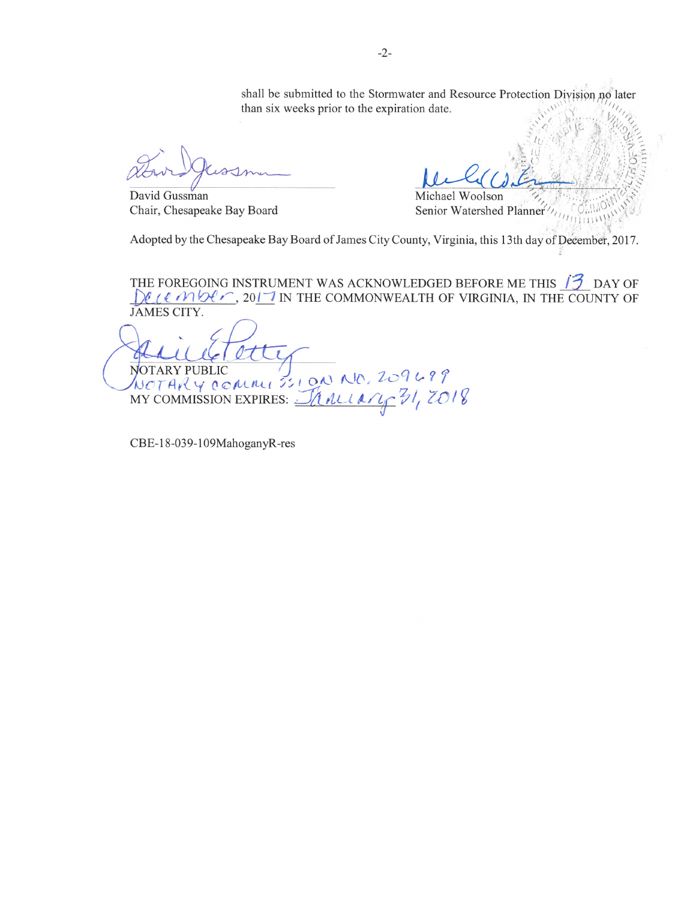shall be submitted to the Stormwater and Resource Protection Division no later than six weeks prior to the expiration date.

David Gussman
Chair, Chesapeake Bay Board

Michael Woolson
Senior Watershed Planner

Adopted by the Chesapeake Bay Board of James City County, Virginia, this 13th day of December, 2017.

THE FOREGOING INSTRUMENT WAS ACKNOWLEDGED BEFORE ME THIS 13 DAY OF December, 2017 IN THE COMMONWEALTH OF VIRGINIA, IN THE COUNTY OF JAMES CITY.

NOTARY PUBLIC
NOTARY COMMISSION NO. 209699
MY COMMISSION EXPIRES: January 31, 2018

CBE-18-039-109MahoganyR-res